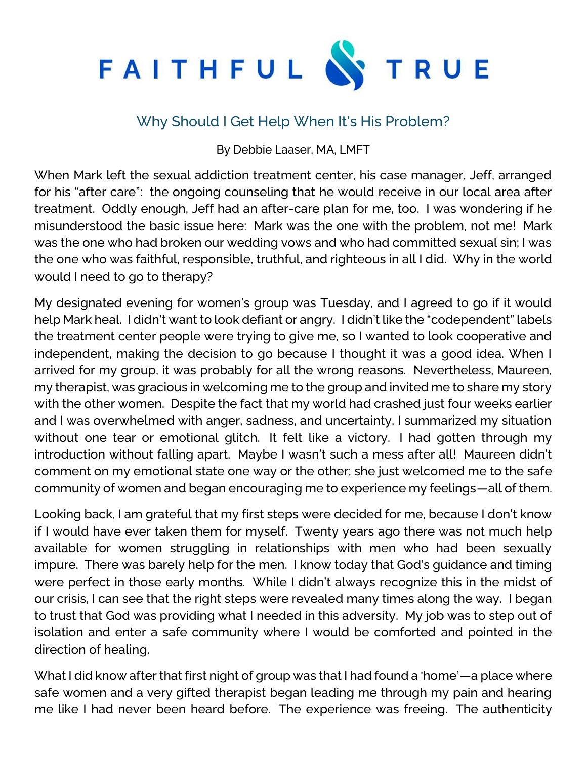# FAITHFUL & TRUE

## Why Should I Get Help When It's His Problem?

By Debbie Laaser, MA, LMFT

When Mark left the sexual addiction treatment center, his case manager, Jeff, arranged for his "after care": the ongoing counseling that he would receive in our local area after treatment. Oddly enough, Jeff had an after-care plan for me, too. I was wondering if he misunderstood the basic issue here: Mark was the one with the problem, not me! Mark was the one who had broken our wedding vows and who had committed sexual sin; I was the one who was faithful, responsible, truthful, and righteous in all I did. Why in the world would I need to go to therapy?

My designated evening for women's group was Tuesday, and I agreed to go if it would help Mark heal. I didn't want to look defiant or angry. I didn't like the "codependent" labels the treatment center people were trying to give me, so I wanted to look cooperative and independent, making the decision to go because I thought it was a good idea. When I arrived for my group, it was probably for all the wrong reasons. Nevertheless, Maureen, my therapist, was gracious in welcoming me to the group and invited me to share my story with the other women. Despite the fact that my world had crashed just four weeks earlier and I was overwhelmed with anger, sadness, and uncertainty, I summarized my situation without one tear or emotional glitch. It felt like a victory. I had gotten through my introduction without falling apart. Maybe I wasn't such a mess after all! Maureen didn't comment on my emotional state one way or the other; she just welcomed me to the safe community of women and began encouraging me to experience my feelings—all of them.

Looking back, I am grateful that my first steps were decided for me, because I don't know if I would have ever taken them for myself. Twenty years ago there was not much help available for women struggling in relationships with men who had been sexually impure. There was barely help for the men. I know today that God's guidance and timing were perfect in those early months. While I didn't always recognize this in the midst of our crisis, I can see that the right steps were revealed many times along the way. I began to trust that God was providing what I needed in this adversity. My job was to step out of isolation and enter a safe community where I would be comforted and pointed in the direction of healing.

What I did know after that first night of group was that I had found a 'home'—a place where safe women and a very gifted therapist began leading me through my pain and hearing me like I had never been heard before. The experience was freeing. The authenticity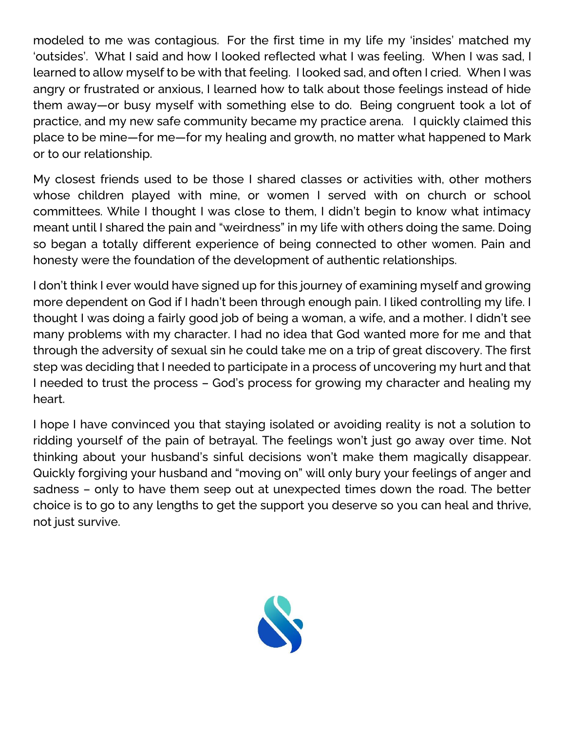modeled to me was contagious. For the first time in my life my 'insides' matched my 'outsides'. What I said and how I looked reflected what I was feeling. When I was sad, I learned to allow myself to be with that feeling. I looked sad, and often I cried. When I was angry or frustrated or anxious, I learned how to talk about those feelings instead of hide them away—or busy myself with something else to do. Being congruent took a lot of practice, and my new safe community became my practice arena. I quickly claimed this place to be mine—for me—for my healing and growth, no matter what happened to Mark or to our relationship.

My closest friends used to be those I shared classes or activities with, other mothers whose children played with mine, or women I served with on church or school committees. While I thought I was close to them, I didn't begin to know what intimacy meant until I shared the pain and "weirdness" in my life with others doing the same. Doing so began a totally different experience of being connected to other women. Pain and honesty were the foundation of the development of authentic relationships.

I don't think I ever would have signed up for this journey of examining myself and growing more dependent on God if I hadn't been through enough pain. I liked controlling my life. I thought I was doing a fairly good job of being a woman, a wife, and a mother. I didn't see many problems with my character. I had no idea that God wanted more for me and that through the adversity of sexual sin he could take me on a trip of great discovery. The first step was deciding that I needed to participate in a process of uncovering my hurt and that I needed to trust the process – God's process for growing my character and healing my heart.

I hope I have convinced you that staying isolated or avoiding reality is not a solution to ridding yourself of the pain of betrayal. The feelings won't just go away over time. Not thinking about your husband's sinful decisions won't make them magically disappear. Quickly forgiving your husband and "moving on" will only bury your feelings of anger and sadness – only to have them seep out at unexpected times down the road. The better choice is to go to any lengths to get the support you deserve so you can heal and thrive, not just survive.